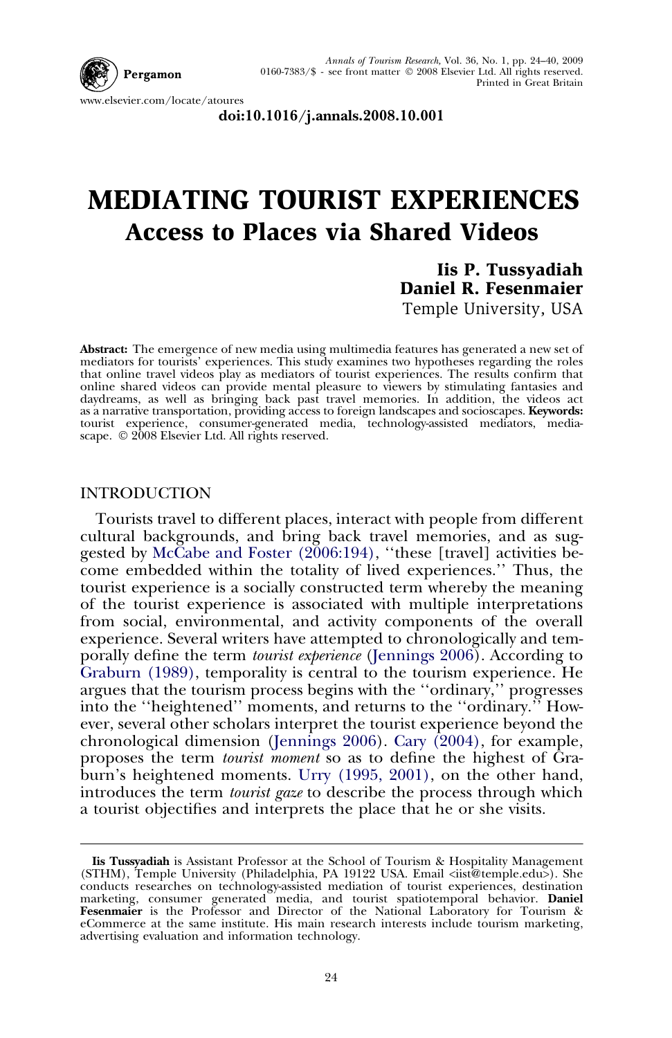doi:10.1016/j.annals.2008.10.001

# MEDIATING TOURIST EXPERIENCES

## Access to Places via Shared Videos

**Iis P. Tussyadiah**
**Daniel R. Fesenmaier**
Temple University, USA

**Abstract:** The emergence of new media using multimedia features has generated a new set of mediators for tourists' experiences. This study examines two hypotheses regarding the roles that online travel videos play as mediators of tourist experiences. The results confirm that online shared videos can provide mental pleasure to viewers by stimulating fantasies and daydreams, as well as bringing back past travel memories. In addition, the videos act as a narrative transportation, providing access to foreign landscapes and socioscapes. **Keywords:** tourist experience, consumer-generated media, technology-assisted mediators, mediascape. © 2008 Elsevier Ltd. All rights reserved.

## INTRODUCTION

Tourists travel to different places, interact with people from different cultural backgrounds, and bring back travel memories, and as suggested by McCabe and Foster (2006:194), ''these [travel] activities become embedded within the totality of lived experiences.'' Thus, the tourist experience is a socially constructed term whereby the meaning of the tourist experience is associated with multiple interpretations from social, environmental, and activity components of the overall experience. Several writers have attempted to chronologically and temporally define the term *tourist experience* (Jennings 2006). According to Graburn (1989), temporality is central to the tourism experience. He argues that the tourism process begins with the ''ordinary,'' progresses into the ''heightened'' moments, and returns to the ''ordinary.'' However, several other scholars interpret the tourist experience beyond the chronological dimension (Jennings 2006). Cary (2004), for example, proposes the term *tourist moment* so as to define the highest of Graburn's heightened moments. Urry (1995, 2001), on the other hand, introduces the term *tourist gaze* to describe the process through which a tourist objectifies and interprets the place that he or she visits.

---

**Iis Tussyadiah** is Assistant Professor at the School of Tourism & Hospitality Management (STHM), Temple University (Philadelphia, PA 19122 USA. Email <iist@temple.edu>). She conducts researches on technology-assisted mediation of tourist experiences, destination marketing, consumer generated media, and tourist spatiotemporal behavior. **Daniel Fesenmaier** is the Professor and Director of the National Laboratory for Tourism & eCommerce at the same institute. His main research interests include tourism marketing, advertising evaluation and information technology.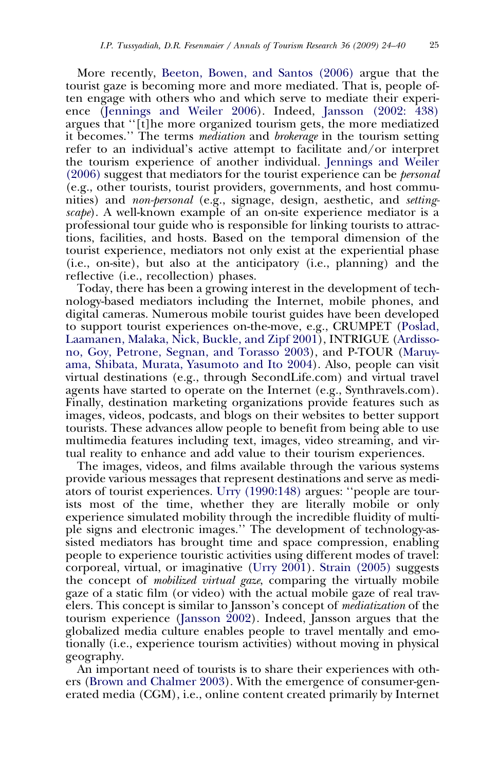More recently, Beeton, Bowen, and Santos (2006) argue that the tourist gaze is becoming more and more mediated. That is, people often engage with others who and which serve to mediate their experience (Jennings and Weiler 2006). Indeed, Jansson (2002: 438) argues that ''[t]he more organized tourism gets, the more mediatized it becomes.'' The terms *mediation* and *brokerage* in the tourism setting refer to an individual's active attempt to facilitate and/or interpret the tourism experience of another individual. Jennings and Weiler (2006) suggest that mediators for the tourist experience can be *personal* (e.g., other tourists, tourist providers, governments, and host communities) and *non-personal* (e.g., signage, design, aesthetic, and *settingscape*). A well-known example of an on-site experience mediator is a professional tour guide who is responsible for linking tourists to attractions, facilities, and hosts. Based on the temporal dimension of the tourist experience, mediators not only exist at the experiential phase (i.e., on-site), but also at the anticipatory (i.e., planning) and the reflective (i.e., recollection) phases.

Today, there has been a growing interest in the development of technology-based mediators including the Internet, mobile phones, and digital cameras. Numerous mobile tourist guides have been developed to support tourist experiences on-the-move, e.g., CRUMPET (Poslad, Laamanen, Malaka, Nick, Buckle, and Zipf 2001), INTRIGUE (Ardissono, Goy, Petrone, Segnan, and Torasso 2003), and P-TOUR (Maruyama, Shibata, Murata, Yasumoto and Ito 2004). Also, people can visit virtual destinations (e.g., through SecondLife.com) and virtual travel agents have started to operate on the Internet (e.g., Synthravels.com). Finally, destination marketing organizations provide features such as images, videos, podcasts, and blogs on their websites to better support tourists. These advances allow people to benefit from being able to use multimedia features including text, images, video streaming, and virtual reality to enhance and add value to their tourism experiences.

The images, videos, and films available through the various systems provide various messages that represent destinations and serve as mediators of tourist experiences. Urry (1990:148) argues: ''people are tourists most of the time, whether they are literally mobile or only experience simulated mobility through the incredible fluidity of multiple signs and electronic images.'' The development of technology-assisted mediators has brought time and space compression, enabling people to experience touristic activities using different modes of travel: corporeal, virtual, or imaginative (Urry 2001). Strain (2005) suggests the concept of *mobilized virtual gaze*, comparing the virtually mobile gaze of a static film (or video) with the actual mobile gaze of real travelers. This concept is similar to Jansson's concept of *mediatization* of the tourism experience (Jansson 2002). Indeed, Jansson argues that the globalized media culture enables people to travel mentally and emotionally (i.e., experience tourism activities) without moving in physical geography.

An important need of tourists is to share their experiences with others (Brown and Chalmer 2003). With the emergence of consumer-generated media (CGM), i.e., online content created primarily by Internet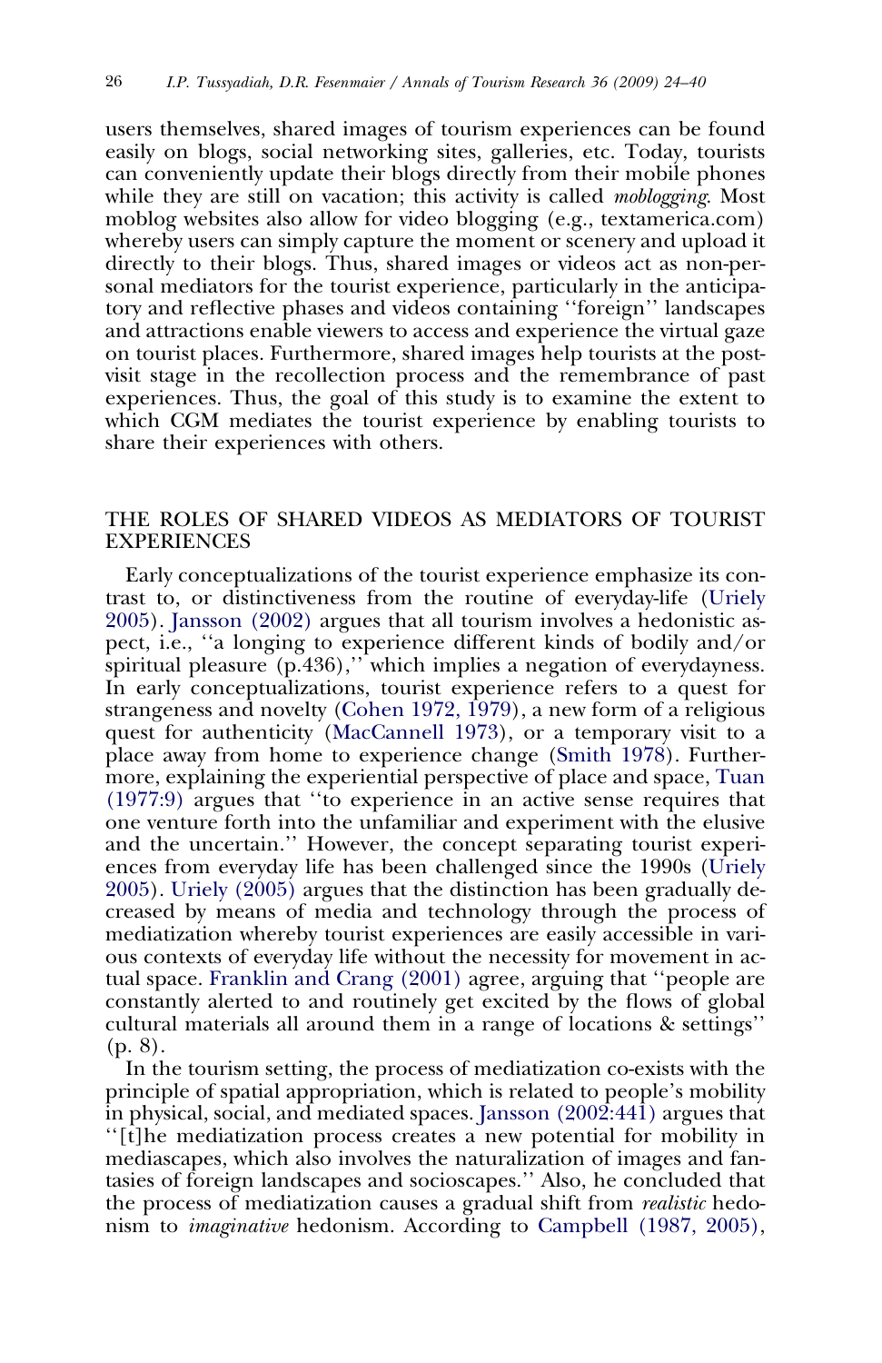users themselves, shared images of tourism experiences can be found easily on blogs, social networking sites, galleries, etc. Today, tourists can conveniently update their blogs directly from their mobile phones while they are still on vacation; this activity is called *moblogging*. Most moblog websites also allow for video blogging (e.g., textamerica.com) whereby users can simply capture the moment or scenery and upload it directly to their blogs. Thus, shared images or videos act as non-personal mediators for the tourist experience, particularly in the anticipatory and reflective phases and videos containing ''foreign'' landscapes and attractions enable viewers to access and experience the virtual gaze on tourist places. Furthermore, shared images help tourists at the post-visit stage in the recollection process and the remembrance of past experiences. Thus, the goal of this study is to examine the extent to which CGM mediates the tourist experience by enabling tourists to share their experiences with others.

## THE ROLES OF SHARED VIDEOS AS MEDIATORS OF TOURIST EXPERIENCES

Early conceptualizations of the tourist experience emphasize its contrast to, or distinctiveness from the routine of everyday-life (Uriely 2005). Jansson (2002) argues that all tourism involves a hedonistic aspect, i.e., ''a longing to experience different kinds of bodily and/or spiritual pleasure (p.436),'' which implies a negation of everydayness. In early conceptualizations, tourist experience refers to a quest for strangeness and novelty (Cohen 1972, 1979), a new form of a religious quest for authenticity (MacCannell 1973), or a temporary visit to a place away from home to experience change (Smith 1978). Furthermore, explaining the experiential perspective of place and space, Tuan (1977:9) argues that ''to experience in an active sense requires that one venture forth into the unfamiliar and experiment with the elusive and the uncertain.'' However, the concept separating tourist experiences from everyday life has been challenged since the 1990s (Uriely 2005). Uriely (2005) argues that the distinction has been gradually decreased by means of media and technology through the process of mediatization whereby tourist experiences are easily accessible in various contexts of everyday life without the necessity for movement in actual space. Franklin and Crang (2001) agree, arguing that ''people are constantly alerted to and routinely get excited by the flows of global cultural materials all around them in a range of locations & settings'' (p. 8).

In the tourism setting, the process of mediatization co-exists with the principle of spatial appropriation, which is related to people's mobility in physical, social, and mediated spaces. Jansson (2002:441) argues that ''[t]he mediatization process creates a new potential for mobility in mediascapes, which also involves the naturalization of images and fantasies of foreign landscapes and socioscapes.'' Also, he concluded that the process of mediatization causes a gradual shift from *realistic* hedonism to *imaginative* hedonism. According to Campbell (1987, 2005),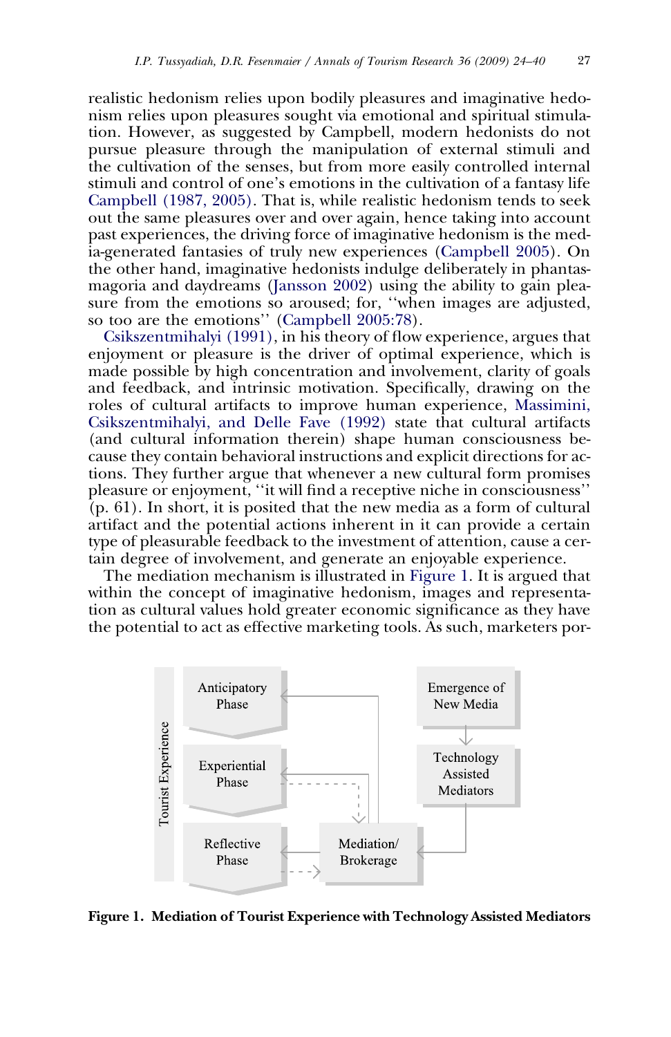realistic hedonism relies upon bodily pleasures and imaginative hedonism relies upon pleasures sought via emotional and spiritual stimulation. However, as suggested by Campbell, modern hedonists do not pursue pleasure through the manipulation of external stimuli and the cultivation of the senses, but from more easily controlled internal stimuli and control of one's emotions in the cultivation of a fantasy life Campbell (1987, 2005). That is, while realistic hedonism tends to seek out the same pleasures over and over again, hence taking into account past experiences, the driving force of imaginative hedonism is the media-generated fantasies of truly new experiences (Campbell 2005). On the other hand, imaginative hedonists indulge deliberately in phantasmagoria and daydreams (Jansson 2002) using the ability to gain pleasure from the emotions so aroused; for, "when images are adjusted, so too are the emotions" (Campbell 2005:78).

Csikszentmihalyi (1991), in his theory of flow experience, argues that enjoyment or pleasure is the driver of optimal experience, which is made possible by high concentration and involvement, clarity of goals and feedback, and intrinsic motivation. Specifically, drawing on the roles of cultural artifacts to improve human experience, Massimini, Csikszentmihalyi, and Delle Fave (1992) state that cultural artifacts (and cultural information therein) shape human consciousness because they contain behavioral instructions and explicit directions for actions. They further argue that whenever a new cultural form promises pleasure or enjoyment, "it will find a receptive niche in consciousness" (p. 61). In short, it is posited that the new media as a form of cultural artifact and the potential actions inherent in it can provide a certain type of pleasurable feedback to the investment of attention, cause a certain degree of involvement, and generate an enjoyable experience.

The mediation mechanism is illustrated in Figure 1. It is argued that within the concept of imaginative hedonism, images and representation as cultural values hold greater economic significance as they have the potential to act as effective marketing tools. As such, marketers por-

Tourist Experience: Anticipatory Phase; Experiential Phase; Reflective Phase
Emergence of New Media → Technology Assisted Mediators → Mediation/Brokerage

**Figure 1. Mediation of Tourist Experience with Technology Assisted Mediators**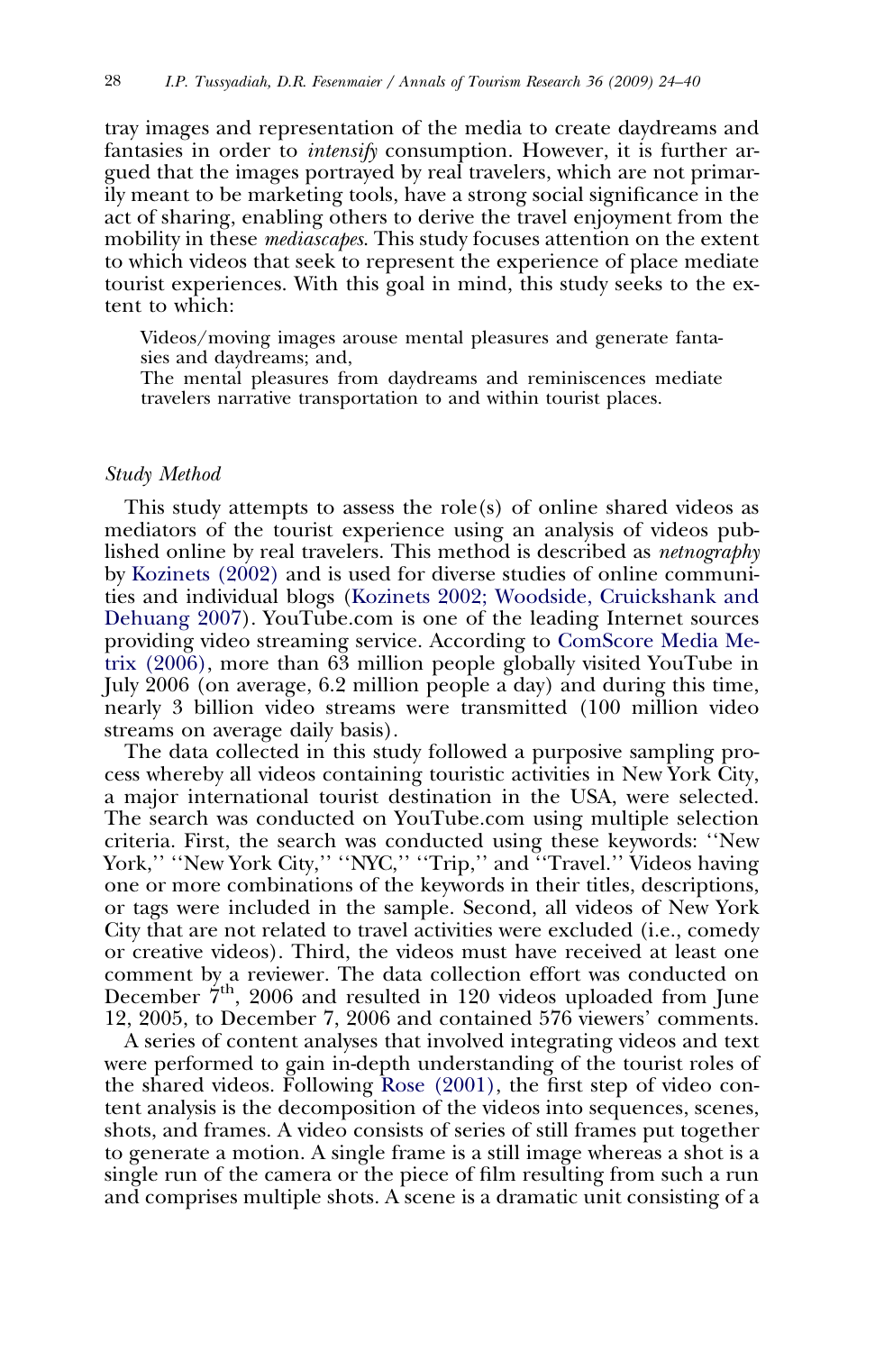tray images and representation of the media to create daydreams and fantasies in order to *intensify* consumption. However, it is further argued that the images portrayed by real travelers, which are not primarily meant to be marketing tools, have a strong social significance in the act of sharing, enabling others to derive the travel enjoyment from the mobility in these *mediascapes*. This study focuses attention on the extent to which videos that seek to represent the experience of place mediate tourist experiences. With this goal in mind, this study seeks to the extent to which:

> Videos/moving images arouse mental pleasures and generate fantasies and daydreams; and,
> The mental pleasures from daydreams and reminiscences mediate travelers narrative transportation to and within tourist places.

### *Study Method*

This study attempts to assess the role(s) of online shared videos as mediators of the tourist experience using an analysis of videos published online by real travelers. This method is described as *netnography* by Kozinets (2002) and is used for diverse studies of online communities and individual blogs (Kozinets 2002; Woodside, Cruickshank and Dehuang 2007). YouTube.com is one of the leading Internet sources providing video streaming service. According to ComScore Media Metrix (2006), more than 63 million people globally visited YouTube in July 2006 (on average, 6.2 million people a day) and during this time, nearly 3 billion video streams were transmitted (100 million video streams on average daily basis).

The data collected in this study followed a purposive sampling process whereby all videos containing touristic activities in New York City, a major international tourist destination in the USA, were selected. The search was conducted on YouTube.com using multiple selection criteria. First, the search was conducted using these keywords: ''New York,'' ''New York City,'' ''NYC,'' ''Trip,'' and ''Travel.'' Videos having one or more combinations of the keywords in their titles, descriptions, or tags were included in the sample. Second, all videos of New York City that are not related to travel activities were excluded (i.e., comedy or creative videos). Third, the videos must have received at least one comment by a reviewer. The data collection effort was conducted on December 7th, 2006 and resulted in 120 videos uploaded from June 12, 2005, to December 7, 2006 and contained 576 viewers' comments.

A series of content analyses that involved integrating videos and text were performed to gain in-depth understanding of the tourist roles of the shared videos. Following Rose (2001), the first step of video content analysis is the decomposition of the videos into sequences, scenes, shots, and frames. A video consists of series of still frames put together to generate a motion. A single frame is a still image whereas a shot is a single run of the camera or the piece of film resulting from such a run and comprises multiple shots. A scene is a dramatic unit consisting of a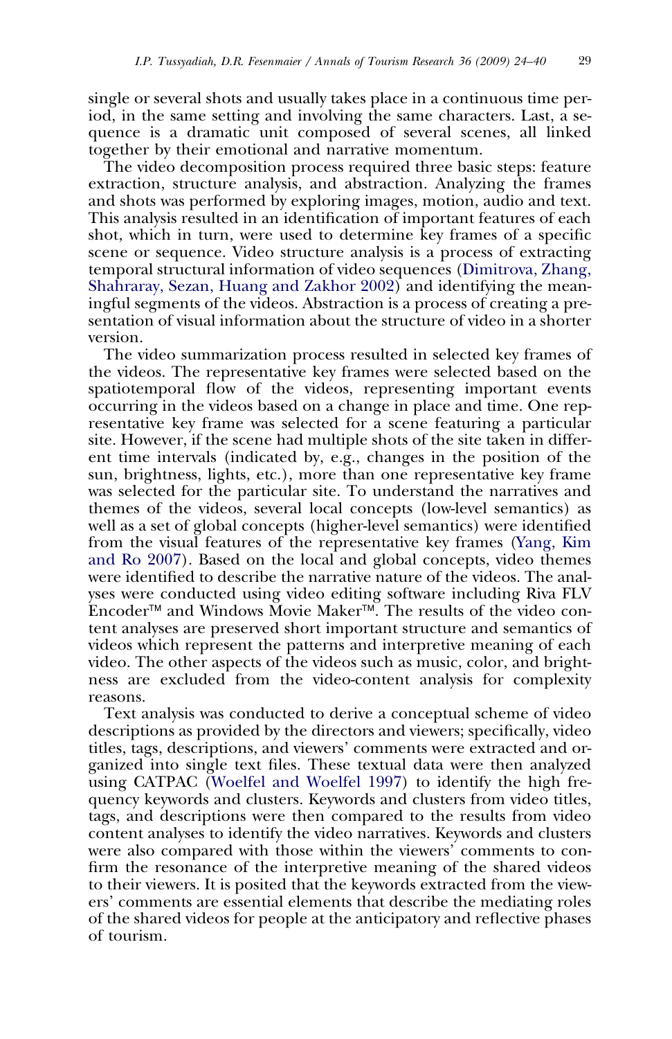single or several shots and usually takes place in a continuous time period, in the same setting and involving the same characters. Last, a sequence is a dramatic unit composed of several scenes, all linked together by their emotional and narrative momentum.

The video decomposition process required three basic steps: feature extraction, structure analysis, and abstraction. Analyzing the frames and shots was performed by exploring images, motion, audio and text. This analysis resulted in an identification of important features of each shot, which in turn, were used to determine key frames of a specific scene or sequence. Video structure analysis is a process of extracting temporal structural information of video sequences (Dimitrova, Zhang, Shahraray, Sezan, Huang and Zakhor 2002) and identifying the meaningful segments of the videos. Abstraction is a process of creating a presentation of visual information about the structure of video in a shorter version.

The video summarization process resulted in selected key frames of the videos. The representative key frames were selected based on the spatiotemporal flow of the videos, representing important events occurring in the videos based on a change in place and time. One representative key frame was selected for a scene featuring a particular site. However, if the scene had multiple shots of the site taken in different time intervals (indicated by, e.g., changes in the position of the sun, brightness, lights, etc.), more than one representative key frame was selected for the particular site. To understand the narratives and themes of the videos, several local concepts (low-level semantics) as well as a set of global concepts (higher-level semantics) were identified from the visual features of the representative key frames (Yang, Kim and Ro 2007). Based on the local and global concepts, video themes were identified to describe the narrative nature of the videos. The analyses were conducted using video editing software including Riva FLV Encoder™ and Windows Movie Maker™. The results of the video content analyses are preserved short important structure and semantics of videos which represent the patterns and interpretive meaning of each video. The other aspects of the videos such as music, color, and brightness are excluded from the video-content analysis for complexity reasons.

Text analysis was conducted to derive a conceptual scheme of video descriptions as provided by the directors and viewers; specifically, video titles, tags, descriptions, and viewers' comments were extracted and organized into single text files. These textual data were then analyzed using CATPAC (Woelfel and Woelfel 1997) to identify the high frequency keywords and clusters. Keywords and clusters from video titles, tags, and descriptions were then compared to the results from video content analyses to identify the video narratives. Keywords and clusters were also compared with those within the viewers' comments to confirm the resonance of the interpretive meaning of the shared videos to their viewers. It is posited that the keywords extracted from the viewers' comments are essential elements that describe the mediating roles of the shared videos for people at the anticipatory and reflective phases of tourism.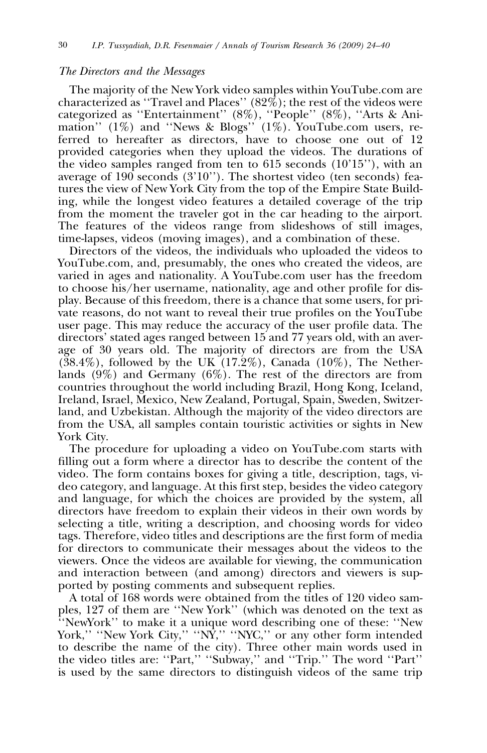### *The Directors and the Messages*

The majority of the New York video samples within YouTube.com are characterized as ''Travel and Places'' (82%); the rest of the videos were categorized as ''Entertainment'' (8%), ''People'' (8%), ''Arts & Animation'' (1%) and ''News & Blogs'' (1%). YouTube.com users, referred to hereafter as directors, have to choose one out of 12 provided categories when they upload the videos. The durations of the video samples ranged from ten to 615 seconds (10'15''), with an average of 190 seconds (3'10''). The shortest video (ten seconds) features the view of New York City from the top of the Empire State Building, while the longest video features a detailed coverage of the trip from the moment the traveler got in the car heading to the airport. The features of the videos range from slideshows of still images, time-lapses, videos (moving images), and a combination of these.

Directors of the videos, the individuals who uploaded the videos to YouTube.com, and, presumably, the ones who created the videos, are varied in ages and nationality. A YouTube.com user has the freedom to choose his/her username, nationality, age and other profile for display. Because of this freedom, there is a chance that some users, for private reasons, do not want to reveal their true profiles on the YouTube user page. This may reduce the accuracy of the user profile data. The directors' stated ages ranged between 15 and 77 years old, with an average of 30 years old. The majority of directors are from the USA (38.4%), followed by the UK (17.2%), Canada (10%), The Netherlands (9%) and Germany (6%). The rest of the directors are from countries throughout the world including Brazil, Hong Kong, Iceland, Ireland, Israel, Mexico, New Zealand, Portugal, Spain, Sweden, Switzerland, and Uzbekistan. Although the majority of the video directors are from the USA, all samples contain touristic activities or sights in New York City.

The procedure for uploading a video on YouTube.com starts with filling out a form where a director has to describe the content of the video. The form contains boxes for giving a title, description, tags, video category, and language. At this first step, besides the video category and language, for which the choices are provided by the system, all directors have freedom to explain their videos in their own words by selecting a title, writing a description, and choosing words for video tags. Therefore, video titles and descriptions are the first form of media for directors to communicate their messages about the videos to the viewers. Once the videos are available for viewing, the communication and interaction between (and among) directors and viewers is supported by posting comments and subsequent replies.

A total of 168 words were obtained from the titles of 120 video samples, 127 of them are ''New York'' (which was denoted on the text as ''NewYork'' to make it a unique word describing one of these: ''New York,'' ''New York City,'' ''NY,'' ''NYC,'' or any other form intended to describe the name of the city). Three other main words used in the video titles are: ''Part,'' ''Subway,'' and ''Trip.'' The word ''Part'' is used by the same directors to distinguish videos of the same trip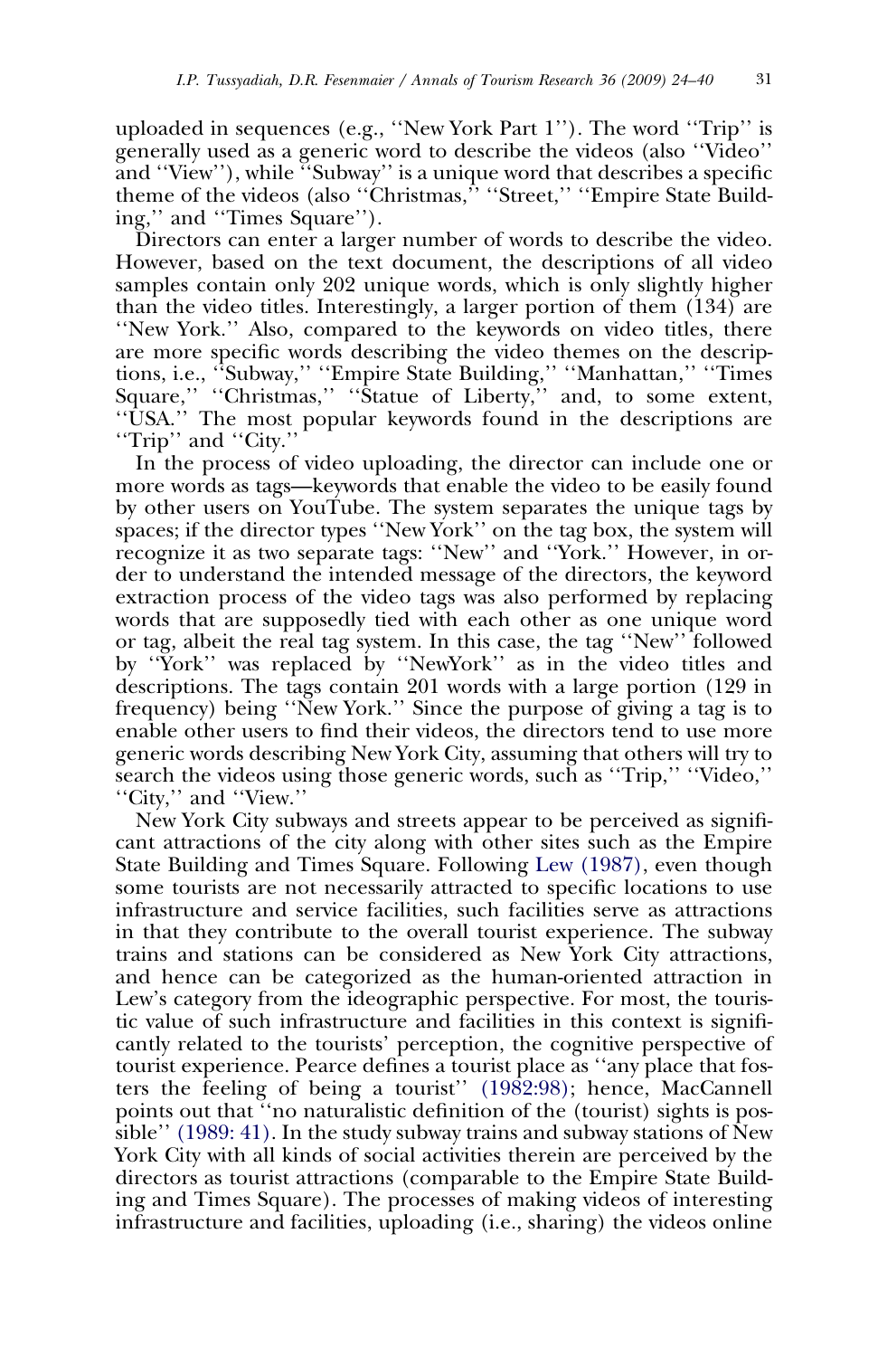uploaded in sequences (e.g., ''New York Part 1''). The word ''Trip'' is generally used as a generic word to describe the videos (also ''Video'' and ''View''), while ''Subway'' is a unique word that describes a specific theme of the videos (also ''Christmas,'' ''Street,'' ''Empire State Building,'' and ''Times Square'').

Directors can enter a larger number of words to describe the video. However, based on the text document, the descriptions of all video samples contain only 202 unique words, which is only slightly higher than the video titles. Interestingly, a larger portion of them (134) are ''New York.'' Also, compared to the keywords on video titles, there are more specific words describing the video themes on the descriptions, i.e., ''Subway,'' ''Empire State Building,'' ''Manhattan,'' ''Times Square,'' ''Christmas,'' ''Statue of Liberty,'' and, to some extent, ''USA.'' The most popular keywords found in the descriptions are ''Trip'' and ''City.''

In the process of video uploading, the director can include one or more words as tags—keywords that enable the video to be easily found by other users on YouTube. The system separates the unique tags by spaces; if the director types ''New York'' on the tag box, the system will recognize it as two separate tags: ''New'' and ''York.'' However, in order to understand the intended message of the directors, the keyword extraction process of the video tags was also performed by replacing words that are supposedly tied with each other as one unique word or tag, albeit the real tag system. In this case, the tag ''New'' followed by ''York'' was replaced by ''NewYork'' as in the video titles and descriptions. The tags contain 201 words with a large portion (129 in frequency) being ''New York.'' Since the purpose of giving a tag is to enable other users to find their videos, the directors tend to use more generic words describing New York City, assuming that others will try to search the videos using those generic words, such as ''Trip,'' ''Video,'' ''City,'' and ''View.''

New York City subways and streets appear to be perceived as significant attractions of the city along with other sites such as the Empire State Building and Times Square. Following Lew (1987), even though some tourists are not necessarily attracted to specific locations to use infrastructure and service facilities, such facilities serve as attractions in that they contribute to the overall tourist experience. The subway trains and stations can be considered as New York City attractions, and hence can be categorized as the human-oriented attraction in Lew's category from the ideographic perspective. For most, the touristic value of such infrastructure and facilities in this context is significantly related to the tourists' perception, the cognitive perspective of tourist experience. Pearce defines a tourist place as ''any place that fosters the feeling of being a tourist'' (1982:98); hence, MacCannell points out that ''no naturalistic definition of the (tourist) sights is possible'' (1989: 41). In the study subway trains and subway stations of New York City with all kinds of social activities therein are perceived by the directors as tourist attractions (comparable to the Empire State Building and Times Square). The processes of making videos of interesting infrastructure and facilities, uploading (i.e., sharing) the videos online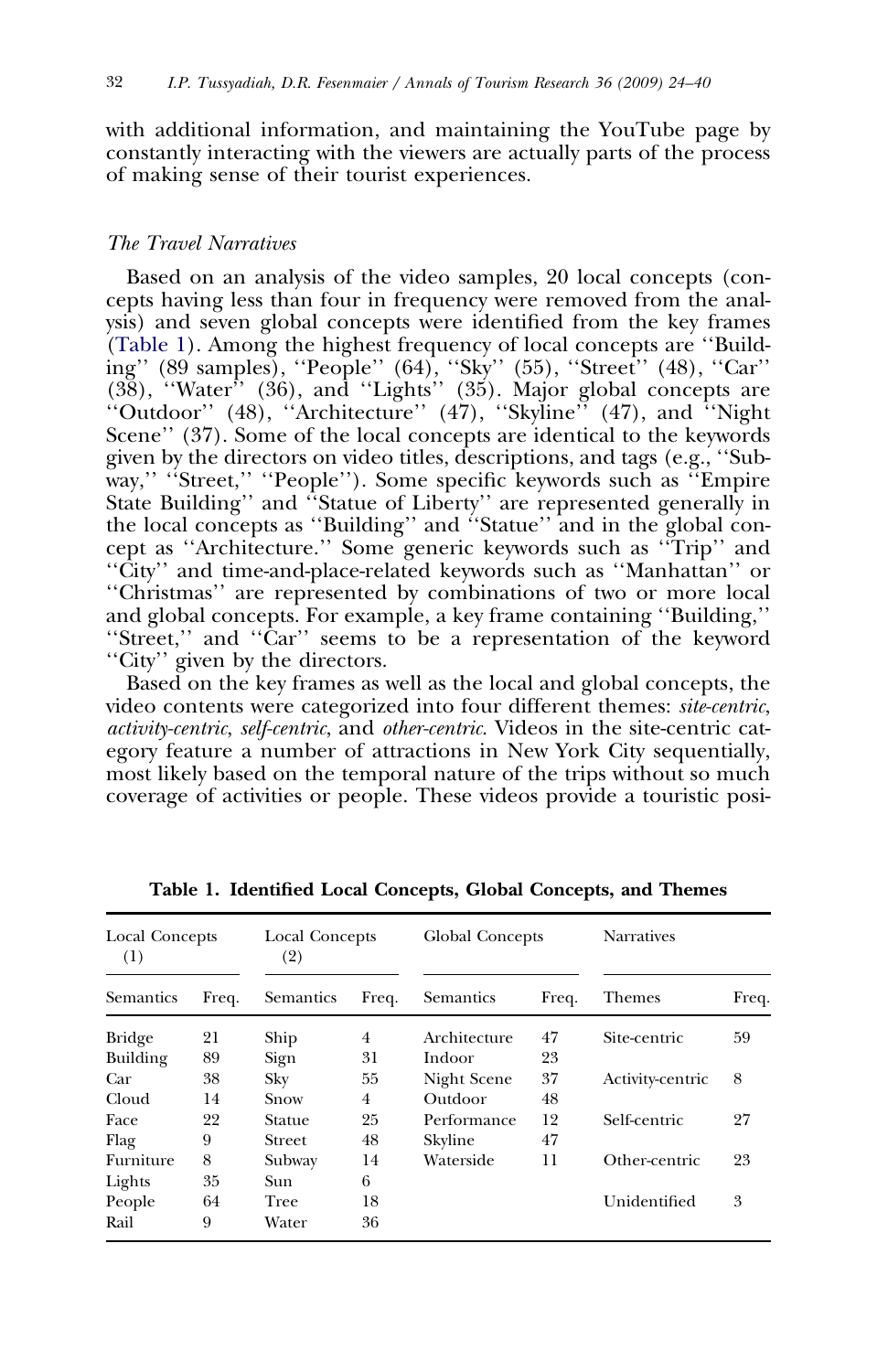with additional information, and maintaining the YouTube page by constantly interacting with the viewers are actually parts of the process of making sense of their tourist experiences.

### *The Travel Narratives*

Based on an analysis of the video samples, 20 local concepts (concepts having less than four in frequency were removed from the analysis) and seven global concepts were identified from the key frames (Table 1). Among the highest frequency of local concepts are ''Building'' (89 samples), ''People'' (64), ''Sky'' (55), ''Street'' (48), ''Car'' (38), ''Water'' (36), and ''Lights'' (35). Major global concepts are ''Outdoor'' (48), ''Architecture'' (47), ''Skyline'' (47), and ''Night Scene'' (37). Some of the local concepts are identical to the keywords given by the directors on video titles, descriptions, and tags (e.g., ''Subway,'' ''Street,'' ''People''). Some specific keywords such as ''Empire State Building'' and ''Statue of Liberty'' are represented generally in the local concepts as ''Building'' and ''Statue'' and in the global concept as ''Architecture.'' Some generic keywords such as ''Trip'' and ''City'' and time-and-place-related keywords such as ''Manhattan'' or ''Christmas'' are represented by combinations of two or more local and global concepts. For example, a key frame containing ''Building,'' ''Street,'' and ''Car'' seems to be a representation of the keyword ''City'' given by the directors.

Based on the key frames as well as the local and global concepts, the video contents were categorized into four different themes: *site-centric*, *activity-centric*, *self-centric*, and *other-centric*. Videos in the site-centric category feature a number of attractions in New York City sequentially, most likely based on the temporal nature of the trips without so much coverage of activities or people. These videos provide a touristic posi-

**Table 1. Identified Local Concepts, Global Concepts, and Themes**

| Local Concepts (1) | | Local Concepts (2) | | Global Concepts | | Narratives | |
|---|---|---|---|---|---|---|---|
| Semantics | Freq. | Semantics | Freq. | Semantics | Freq. | Themes | Freq. |
| Bridge | 21 | Ship | 4 | Architecture | 47 | Site-centric | 59 |
| Building | 89 | Sign | 31 | Indoor | 23 | | |
| Car | 38 | Sky | 55 | Night Scene | 37 | Activity-centric | 8 |
| Cloud | 14 | Snow | 4 | Outdoor | 48 | | |
| Face | 22 | Statue | 25 | Performance | 12 | Self-centric | 27 |
| Flag | 9 | Street | 48 | Skyline | 47 | | |
| Furniture | 8 | Subway | 14 | Waterside | 11 | Other-centric | 23 |
| Lights | 35 | Sun | 6 | | | | |
| People | 64 | Tree | 18 | | | Unidentified | 3 |
| Rail | 9 | Water | 36 | | | | |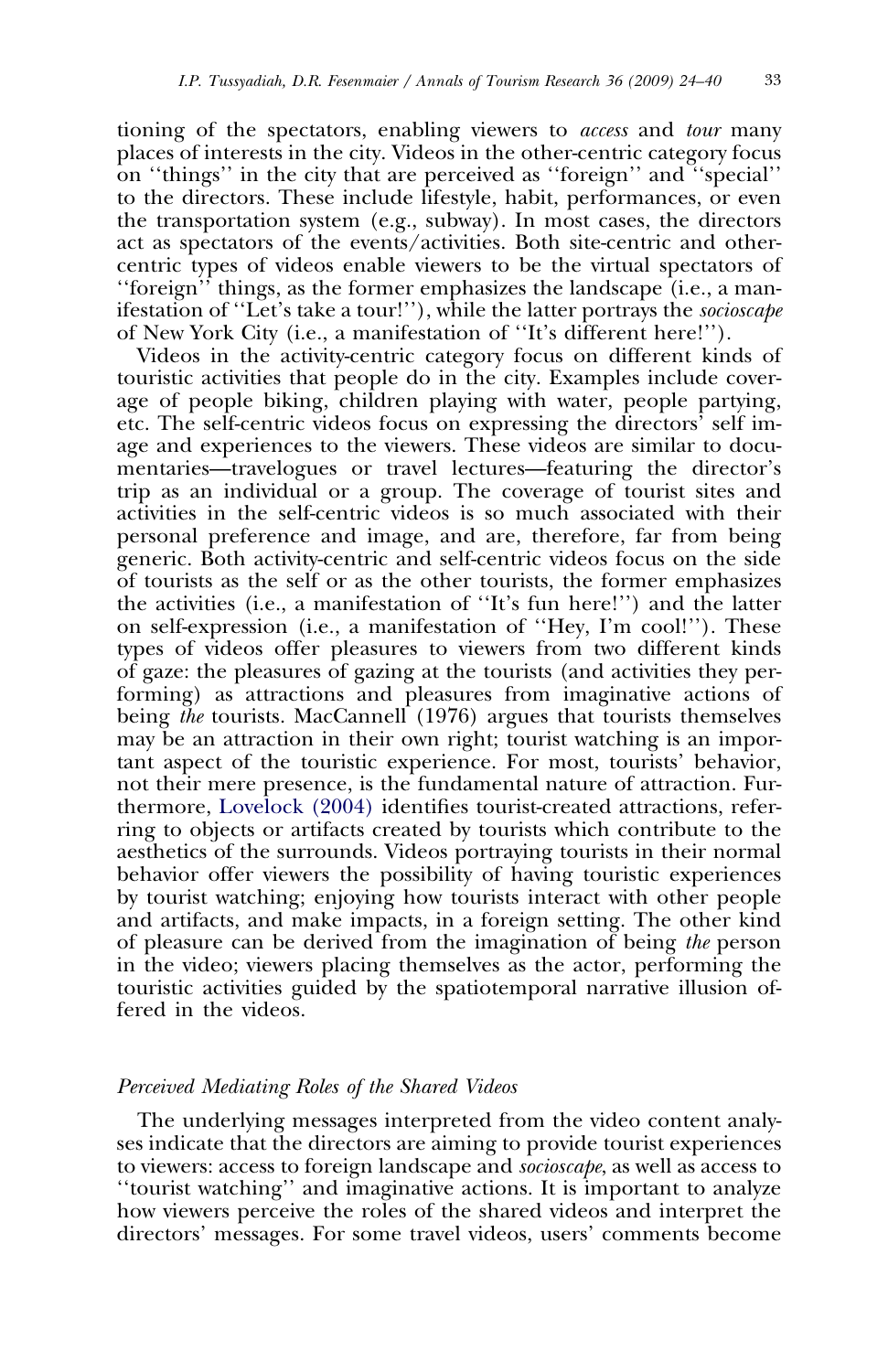tioning of the spectators, enabling viewers to *access* and *tour* many places of interests in the city. Videos in the other-centric category focus on ''things'' in the city that are perceived as ''foreign'' and ''special'' to the directors. These include lifestyle, habit, performances, or even the transportation system (e.g., subway). In most cases, the directors act as spectators of the events/activities. Both site-centric and other-centric types of videos enable viewers to be the virtual spectators of ''foreign'' things, as the former emphasizes the landscape (i.e., a manifestation of ''Let's take a tour!''), while the latter portrays the *socioscape* of New York City (i.e., a manifestation of ''It's different here!'').

Videos in the activity-centric category focus on different kinds of touristic activities that people do in the city. Examples include coverage of people biking, children playing with water, people partying, etc. The self-centric videos focus on expressing the directors' self image and experiences to the viewers. These videos are similar to documentaries—travelogues or travel lectures—featuring the director's trip as an individual or a group. The coverage of tourist sites and activities in the self-centric videos is so much associated with their personal preference and image, and are, therefore, far from being generic. Both activity-centric and self-centric videos focus on the side of tourists as the self or as the other tourists, the former emphasizes the activities (i.e., a manifestation of ''It's fun here!'') and the latter on self-expression (i.e., a manifestation of ''Hey, I'm cool!''). These types of videos offer pleasures to viewers from two different kinds of gaze: the pleasures of gazing at the tourists (and activities they performing) as attractions and pleasures from imaginative actions of being *the* tourists. MacCannell (1976) argues that tourists themselves may be an attraction in their own right; tourist watching is an important aspect of the touristic experience. For most, tourists' behavior, not their mere presence, is the fundamental nature of attraction. Furthermore, Lovelock (2004) identifies tourist-created attractions, referring to objects or artifacts created by tourists which contribute to the aesthetics of the surrounds. Videos portraying tourists in their normal behavior offer viewers the possibility of having touristic experiences by tourist watching; enjoying how tourists interact with other people and artifacts, and make impacts, in a foreign setting. The other kind of pleasure can be derived from the imagination of being *the* person in the video; viewers placing themselves as the actor, performing the touristic activities guided by the spatiotemporal narrative illusion offered in the videos.

### *Perceived Mediating Roles of the Shared Videos*

The underlying messages interpreted from the video content analyses indicate that the directors are aiming to provide tourist experiences to viewers: access to foreign landscape and *socioscape*, as well as access to ''tourist watching'' and imaginative actions. It is important to analyze how viewers perceive the roles of the shared videos and interpret the directors' messages. For some travel videos, users' comments become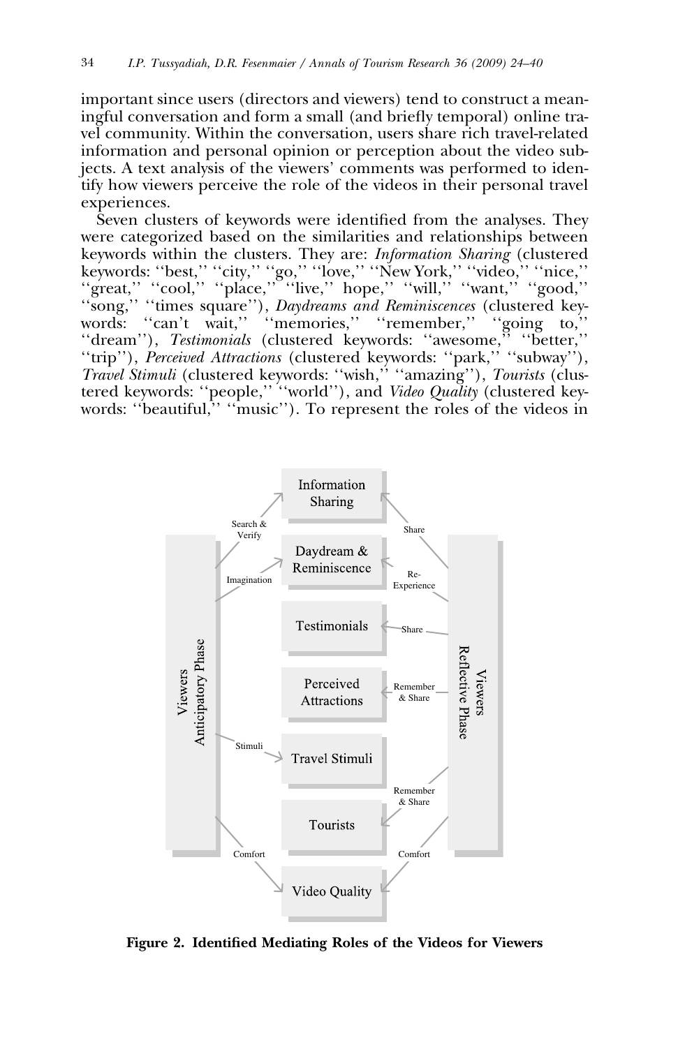important since users (directors and viewers) tend to construct a meaningful conversation and form a small (and briefly temporal) online travel community. Within the conversation, users share rich travel-related information and personal opinion or perception about the video subjects. A text analysis of the viewers' comments was performed to identify how viewers perceive the role of the videos in their personal travel experiences.

Seven clusters of keywords were identified from the analyses. They were categorized based on the similarities and relationships between keywords within the clusters. They are: *Information Sharing* (clustered keywords: ''best,'' ''city,'' ''go,'' ''love,'' ''New York,'' ''video,'' ''nice,'' ''great,'' ''cool,'' ''place,'' ''live,'' hope,'' ''will,'' ''want,'' ''good,'' ''song,'' ''times square''), *Daydreams and Reminiscences* (clustered keywords: ''can't wait,'' ''memories,'' ''remember,'' ''going to,'' ''dream''), *Testimonials* (clustered keywords: ''awesome,'' ''better,'' ''trip''), *Perceived Attractions* (clustered keywords: ''park,'' ''subway''), *Travel Stimuli* (clustered keywords: ''wish,'' ''amazing''), *Tourists* (clustered keywords: ''people,'' ''world''), and *Video Quality* (clustered keywords: ''beautiful,'' ''music''). To represent the roles of the videos in

**Figure 2. Identified Mediating Roles of the Videos for Viewers**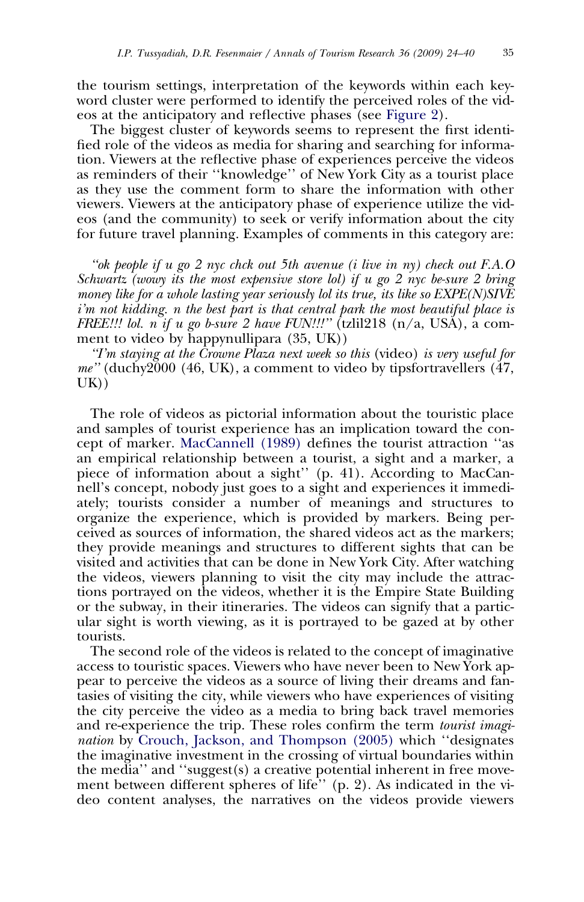the tourism settings, interpretation of the keywords within each keyword cluster were performed to identify the perceived roles of the videos at the anticipatory and reflective phases (see Figure 2).

The biggest cluster of keywords seems to represent the first identified role of the videos as media for sharing and searching for information. Viewers at the reflective phase of experiences perceive the videos as reminders of their ''knowledge'' of New York City as a tourist place as they use the comment form to share the information with other viewers. Viewers at the anticipatory phase of experience utilize the videos (and the community) to seek or verify information about the city for future travel planning. Examples of comments in this category are:

*''ok people if u go 2 nyc chck out 5th avenue (i live in ny) check out F.A.O Schwartz (wowy its the most expensive store lol) if u go 2 nyc be-sure 2 bring money like for a whole lasting year seriously lol its true, its like so EXPE(N)SIVE i'm not kidding. n the best part is that central park the most beautiful place is FREE!!! lol. n if u go b-sure 2 have FUN!!!''* (tzlil218 (n/a, USA), a comment to video by happynullipara (35, UK))

*''I'm staying at the Crowne Plaza next week so this* (video) *is very useful for me''* (duchy2000 (46, UK), a comment to video by tipsfortravellers (47, UK))

The role of videos as pictorial information about the touristic place and samples of tourist experience has an implication toward the concept of marker. MacCannell (1989) defines the tourist attraction ''as an empirical relationship between a tourist, a sight and a marker, a piece of information about a sight'' (p. 41). According to MacCannell's concept, nobody just goes to a sight and experiences it immediately; tourists consider a number of meanings and structures to organize the experience, which is provided by markers. Being perceived as sources of information, the shared videos act as the markers; they provide meanings and structures to different sights that can be visited and activities that can be done in New York City. After watching the videos, viewers planning to visit the city may include the attractions portrayed on the videos, whether it is the Empire State Building or the subway, in their itineraries. The videos can signify that a particular sight is worth viewing, as it is portrayed to be gazed at by other tourists.

The second role of the videos is related to the concept of imaginative access to touristic spaces. Viewers who have never been to New York appear to perceive the videos as a source of living their dreams and fantasies of visiting the city, while viewers who have experiences of visiting the city perceive the video as a media to bring back travel memories and re-experience the trip. These roles confirm the term *tourist imagination* by Crouch, Jackson, and Thompson (2005) which ''designates the imaginative investment in the crossing of virtual boundaries within the media'' and ''suggest(s) a creative potential inherent in free movement between different spheres of life'' (p. 2). As indicated in the video content analyses, the narratives on the videos provide viewers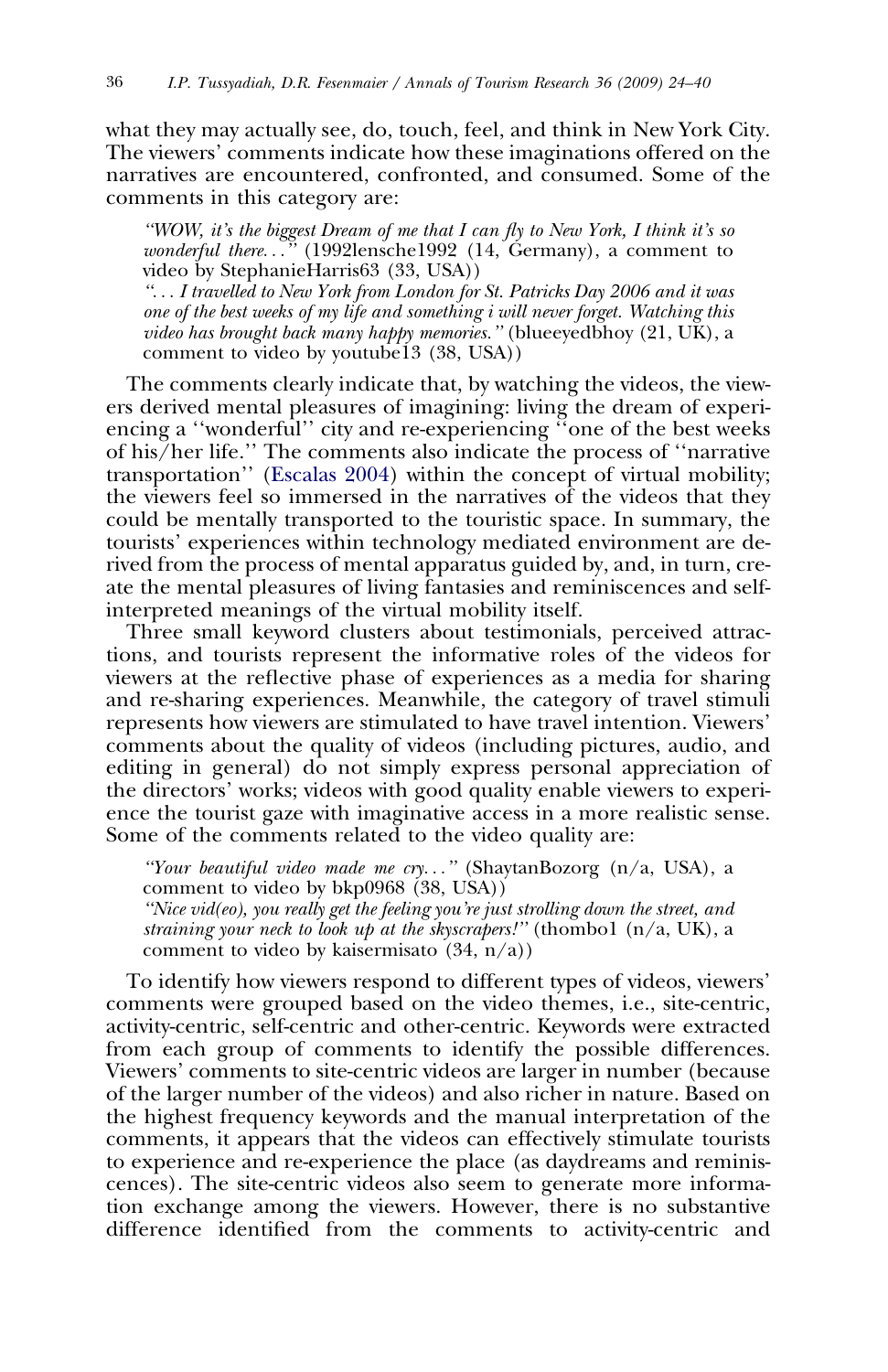what they may actually see, do, touch, feel, and think in New York City. The viewers' comments indicate how these imaginations offered on the narratives are encountered, confronted, and consumed. Some of the comments in this category are:

> *"WOW, it's the biggest Dream of me that I can fly to New York, I think it's so wonderful there..."* (1992lensche1992 (14, Germany), a comment to video by StephanieHarris63 (33, USA))
>
> *"... I travelled to New York from London for St. Patricks Day 2006 and it was one of the best weeks of my life and something i will never forget. Watching this video has brought back many happy memories."* (blueeyedbhoy (21, UK), a comment to video by youtube13 (38, USA))

The comments clearly indicate that, by watching the videos, the viewers derived mental pleasures of imagining: living the dream of experiencing a ''wonderful'' city and re-experiencing ''one of the best weeks of his/her life.'' The comments also indicate the process of ''narrative transportation'' (Escalas 2004) within the concept of virtual mobility; the viewers feel so immersed in the narratives of the videos that they could be mentally transported to the touristic space. In summary, the tourists' experiences within technology mediated environment are derived from the process of mental apparatus guided by, and, in turn, create the mental pleasures of living fantasies and reminiscences and self-interpreted meanings of the virtual mobility itself.

Three small keyword clusters about testimonials, perceived attractions, and tourists represent the informative roles of the videos for viewers at the reflective phase of experiences as a media for sharing and re-sharing experiences. Meanwhile, the category of travel stimuli represents how viewers are stimulated to have travel intention. Viewers' comments about the quality of videos (including pictures, audio, and editing in general) do not simply express personal appreciation of the directors' works; videos with good quality enable viewers to experience the tourist gaze with imaginative access in a more realistic sense. Some of the comments related to the video quality are:

> *"Your beautiful video made me cry..."* (ShaytanBozorg (n/a, USA), a comment to video by bkp0968 (38, USA))
>
> *"Nice vid(eo), you really get the feeling you're just strolling down the street, and straining your neck to look up at the skyscrapers!"* (thombo1 (n/a, UK), a comment to video by kaisermisato (34, n/a))

To identify how viewers respond to different types of videos, viewers' comments were grouped based on the video themes, i.e., site-centric, activity-centric, self-centric and other-centric. Keywords were extracted from each group of comments to identify the possible differences. Viewers' comments to site-centric videos are larger in number (because of the larger number of the videos) and also richer in nature. Based on the highest frequency keywords and the manual interpretation of the comments, it appears that the videos can effectively stimulate tourists to experience and re-experience the place (as daydreams and reminiscences). The site-centric videos also seem to generate more information exchange among the viewers. However, there is no substantive difference identified from the comments to activity-centric and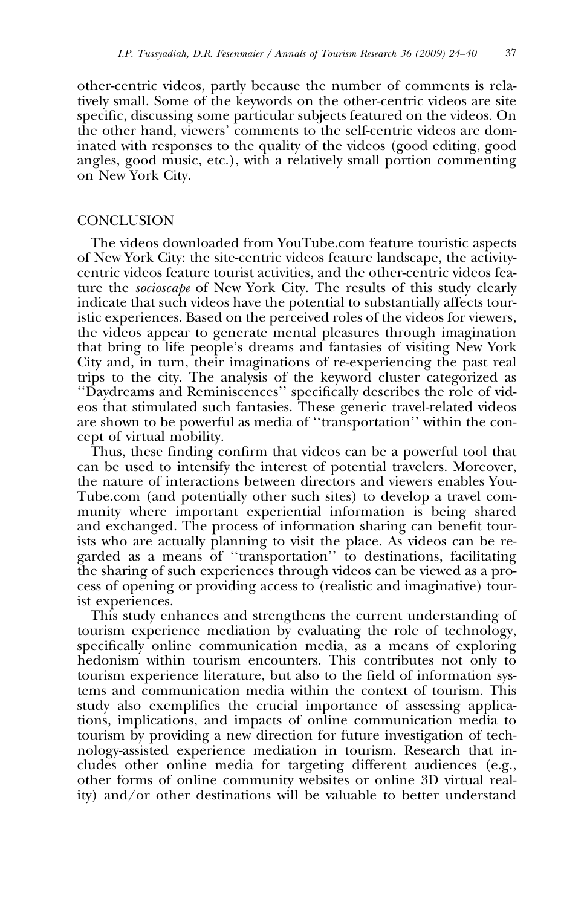other-centric videos, partly because the number of comments is relatively small. Some of the keywords on the other-centric videos are site specific, discussing some particular subjects featured on the videos. On the other hand, viewers' comments to the self-centric videos are dominated with responses to the quality of the videos (good editing, good angles, good music, etc.), with a relatively small portion commenting on New York City.

## CONCLUSION

The videos downloaded from YouTube.com feature touristic aspects of New York City: the site-centric videos feature landscape, the activity-centric videos feature tourist activities, and the other-centric videos feature the *socioscape* of New York City. The results of this study clearly indicate that such videos have the potential to substantially affects touristic experiences. Based on the perceived roles of the videos for viewers, the videos appear to generate mental pleasures through imagination that bring to life people's dreams and fantasies of visiting New York City and, in turn, their imaginations of re-experiencing the past real trips to the city. The analysis of the keyword cluster categorized as ''Daydreams and Reminiscences'' specifically describes the role of videos that stimulated such fantasies. These generic travel-related videos are shown to be powerful as media of ''transportation'' within the concept of virtual mobility.

Thus, these finding confirm that videos can be a powerful tool that can be used to intensify the interest of potential travelers. Moreover, the nature of interactions between directors and viewers enables YouTube.com (and potentially other such sites) to develop a travel community where important experiential information is being shared and exchanged. The process of information sharing can benefit tourists who are actually planning to visit the place. As videos can be regarded as a means of ''transportation'' to destinations, facilitating the sharing of such experiences through videos can be viewed as a process of opening or providing access to (realistic and imaginative) tourist experiences.

This study enhances and strengthens the current understanding of tourism experience mediation by evaluating the role of technology, specifically online communication media, as a means of exploring hedonism within tourism encounters. This contributes not only to tourism experience literature, but also to the field of information systems and communication media within the context of tourism. This study also exemplifies the crucial importance of assessing applications, implications, and impacts of online communication media to tourism by providing a new direction for future investigation of technology-assisted experience mediation in tourism. Research that includes other online media for targeting different audiences (e.g., other forms of online community websites or online 3D virtual reality) and/or other destinations will be valuable to better understand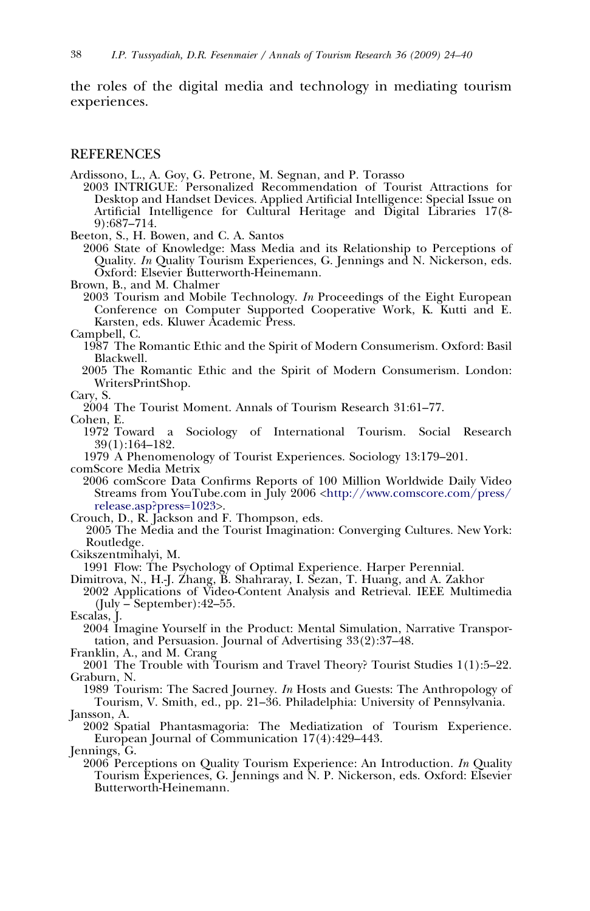the roles of the digital media and technology in mediating tourism experiences.

## REFERENCES

Ardissono, L., A. Goy, G. Petrone, M. Segnan, and P. Torasso
2003 INTRIGUE: Personalized Recommendation of Tourist Attractions for Desktop and Handset Devices. Applied Artificial Intelligence: Special Issue on Artificial Intelligence for Cultural Heritage and Digital Libraries 17(8-9):687–714.

Beeton, S., H. Bowen, and C. A. Santos
2006 State of Knowledge: Mass Media and its Relationship to Perceptions of Quality. *In* Quality Tourism Experiences, G. Jennings and N. Nickerson, eds. Oxford: Elsevier Butterworth-Heinemann.

Brown, B., and M. Chalmer
2003 Tourism and Mobile Technology. *In* Proceedings of the Eight European Conference on Computer Supported Cooperative Work, K. Kutti and E. Karsten, eds. Kluwer Academic Press.

Campbell, C.
1987 The Romantic Ethic and the Spirit of Modern Consumerism. Oxford: Basil Blackwell.
2005 The Romantic Ethic and the Spirit of Modern Consumerism. London: WritersPrintShop.

Cary, S.
2004 The Tourist Moment. Annals of Tourism Research 31:61–77.

Cohen, E.
1972 Toward a Sociology of International Tourism. Social Research 39(1):164–182.
1979 A Phenomenology of Tourist Experiences. Sociology 13:179–201.

comScore Media Metrix
2006 comScore Data Confirms Reports of 100 Million Worldwide Daily Video Streams from YouTube.com in July 2006 <http://www.comscore.com/press/release.asp?press=1023>.

Crouch, D., R. Jackson and F. Thompson, eds.
2005 The Media and the Tourist Imagination: Converging Cultures. New York: Routledge.

Csikszentmihalyi, M.
1991 Flow: The Psychology of Optimal Experience. Harper Perennial.

Dimitrova, N., H.-J. Zhang, B. Shahraray, I. Sezan, T. Huang, and A. Zakhor
2002 Applications of Video-Content Analysis and Retrieval. IEEE Multimedia (July – September):42–55.

Escalas, J.
2004 Imagine Yourself in the Product: Mental Simulation, Narrative Transportation, and Persuasion. Journal of Advertising 33(2):37–48.

Franklin, A., and M. Crang
2001 The Trouble with Tourism and Travel Theory? Tourist Studies 1(1):5–22.

Graburn, N.
1989 Tourism: The Sacred Journey. *In* Hosts and Guests: The Anthropology of Tourism, V. Smith, ed., pp. 21–36. Philadelphia: University of Pennsylvania.

Jansson, A.
2002 Spatial Phantasmagoria: The Mediatization of Tourism Experience. European Journal of Communication 17(4):429–443.

Jennings, G.
2006 Perceptions on Quality Tourism Experience: An Introduction. *In* Quality Tourism Experiences, G. Jennings and N. P. Nickerson, eds. Oxford: Elsevier Butterworth-Heinemann.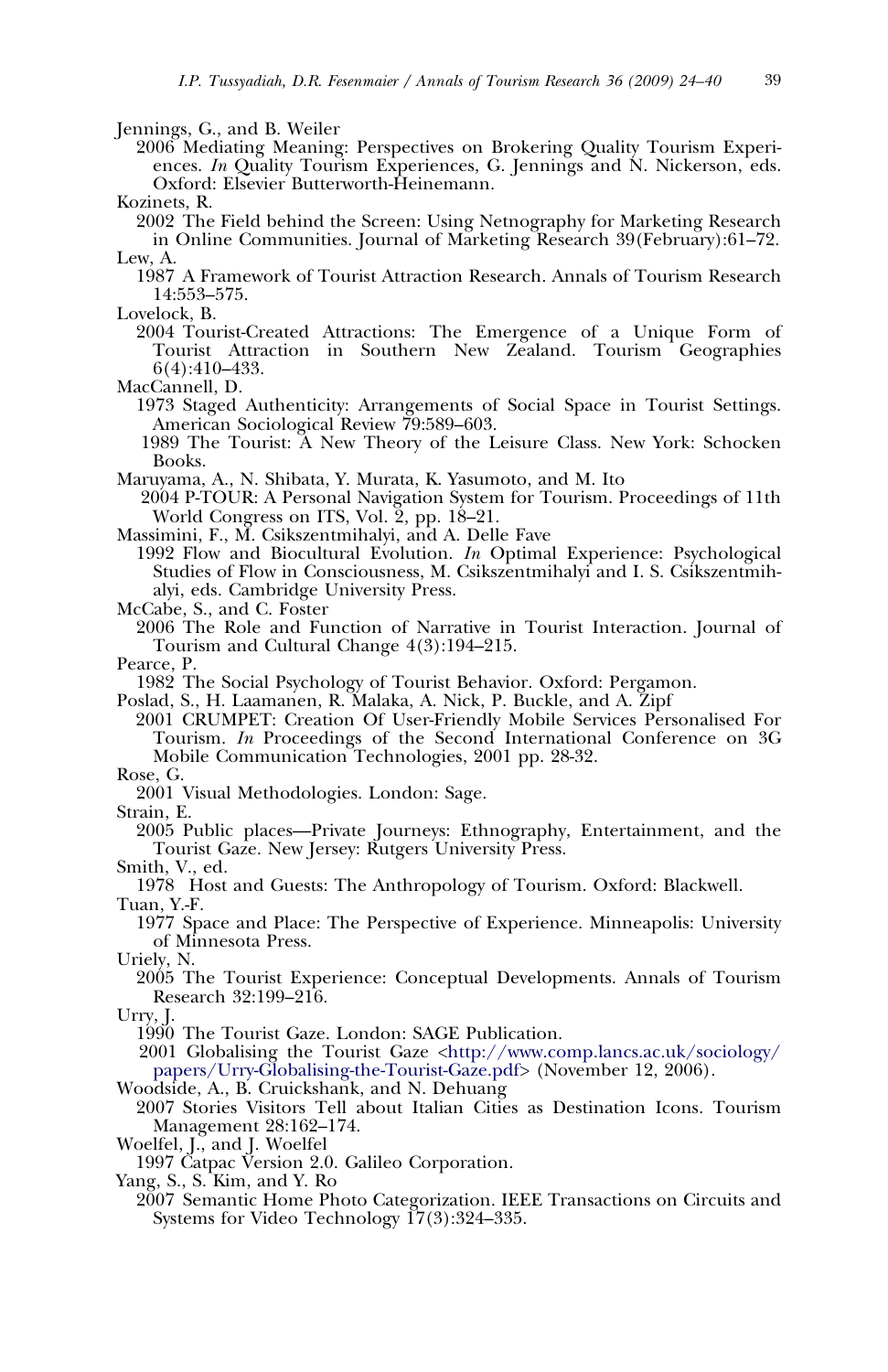Jennings, G., and B. Weiler

2006 Mediating Meaning: Perspectives on Brokering Quality Tourism Experiences. *In* Quality Tourism Experiences, G. Jennings and N. Nickerson, eds. Oxford: Elsevier Butterworth-Heinemann.

Kozinets, R.

2002 The Field behind the Screen: Using Netnography for Marketing Research in Online Communities. Journal of Marketing Research 39(February):61–72.

Lew, A.

1987 A Framework of Tourist Attraction Research. Annals of Tourism Research 14:553–575.

Lovelock, B.

2004 Tourist-Created Attractions: The Emergence of a Unique Form of Tourist Attraction in Southern New Zealand. Tourism Geographies 6(4):410–433.

MacCannell, D.

1973 Staged Authenticity: Arrangements of Social Space in Tourist Settings. American Sociological Review 79:589–603.

1989 The Tourist: A New Theory of the Leisure Class. New York: Schocken Books.

Maruyama, A., N. Shibata, Y. Murata, K. Yasumoto, and M. Ito

2004 P-TOUR: A Personal Navigation System for Tourism. Proceedings of 11th World Congress on ITS, Vol. 2, pp. 18–21.

Massimini, F., M. Csikszentmihalyi, and A. Delle Fave

1992 Flow and Biocultural Evolution. *In* Optimal Experience: Psychological Studies of Flow in Consciousness, M. Csikszentmihalyi and I. S. Csikszentmihalyi, eds. Cambridge University Press.

McCabe, S., and C. Foster

2006 The Role and Function of Narrative in Tourist Interaction. Journal of Tourism and Cultural Change 4(3):194–215.

Pearce, P.

1982 The Social Psychology of Tourist Behavior. Oxford: Pergamon.

Poslad, S., H. Laamanen, R. Malaka, A. Nick, P. Buckle, and A. Zipf

2001 CRUMPET: Creation Of User-Friendly Mobile Services Personalised For Tourism. *In* Proceedings of the Second International Conference on 3G Mobile Communication Technologies, 2001 pp. 28-32.

Rose, G.

2001 Visual Methodologies. London: Sage.

Strain, E.

2005 Public places—Private Journeys: Ethnography, Entertainment, and the Tourist Gaze. New Jersey: Rutgers University Press.

Smith, V., ed.

1978 Host and Guests: The Anthropology of Tourism. Oxford: Blackwell.

Tuan, Y.-F.

1977 Space and Place: The Perspective of Experience. Minneapolis: University of Minnesota Press.

Uriely, N.

2005 The Tourist Experience: Conceptual Developments. Annals of Tourism Research 32:199–216.

Urry, J.

1990 The Tourist Gaze. London: SAGE Publication.

2001 Globalising the Tourist Gaze <http://www.comp.lancs.ac.uk/sociology/papers/Urry-Globalising-the-Tourist-Gaze.pdf> (November 12, 2006).

Woodside, A., B. Cruickshank, and N. Dehuang

2007 Stories Visitors Tell about Italian Cities as Destination Icons. Tourism Management 28:162–174.

Woelfel, J., and J. Woelfel

1997 Catpac Version 2.0. Galileo Corporation.

Yang, S., S. Kim, and Y. Ro

2007 Semantic Home Photo Categorization. IEEE Transactions on Circuits and Systems for Video Technology 17(3):324–335.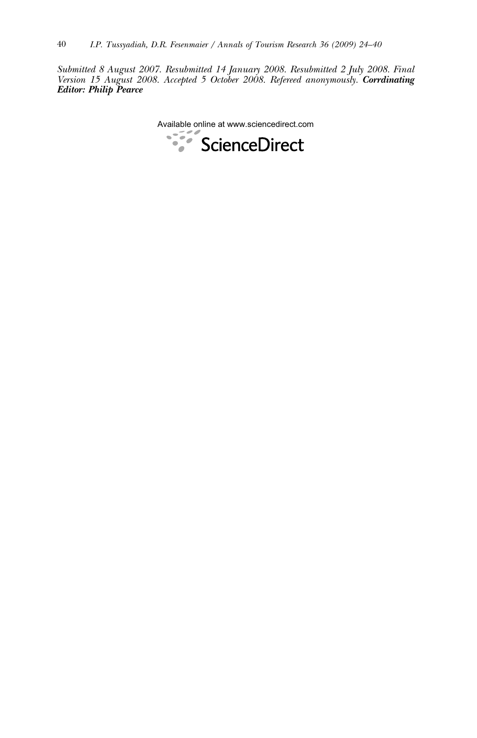*Submitted 8 August 2007. Resubmitted 14 January 2008. Resubmitted 2 July 2008. Final Version 15 August 2008. Accepted 5 October 2008. Refereed anonymously.* ***Corrdinating Editor: Philip Pearce***

Available online at www.sciencedirect.com

ScienceDirect